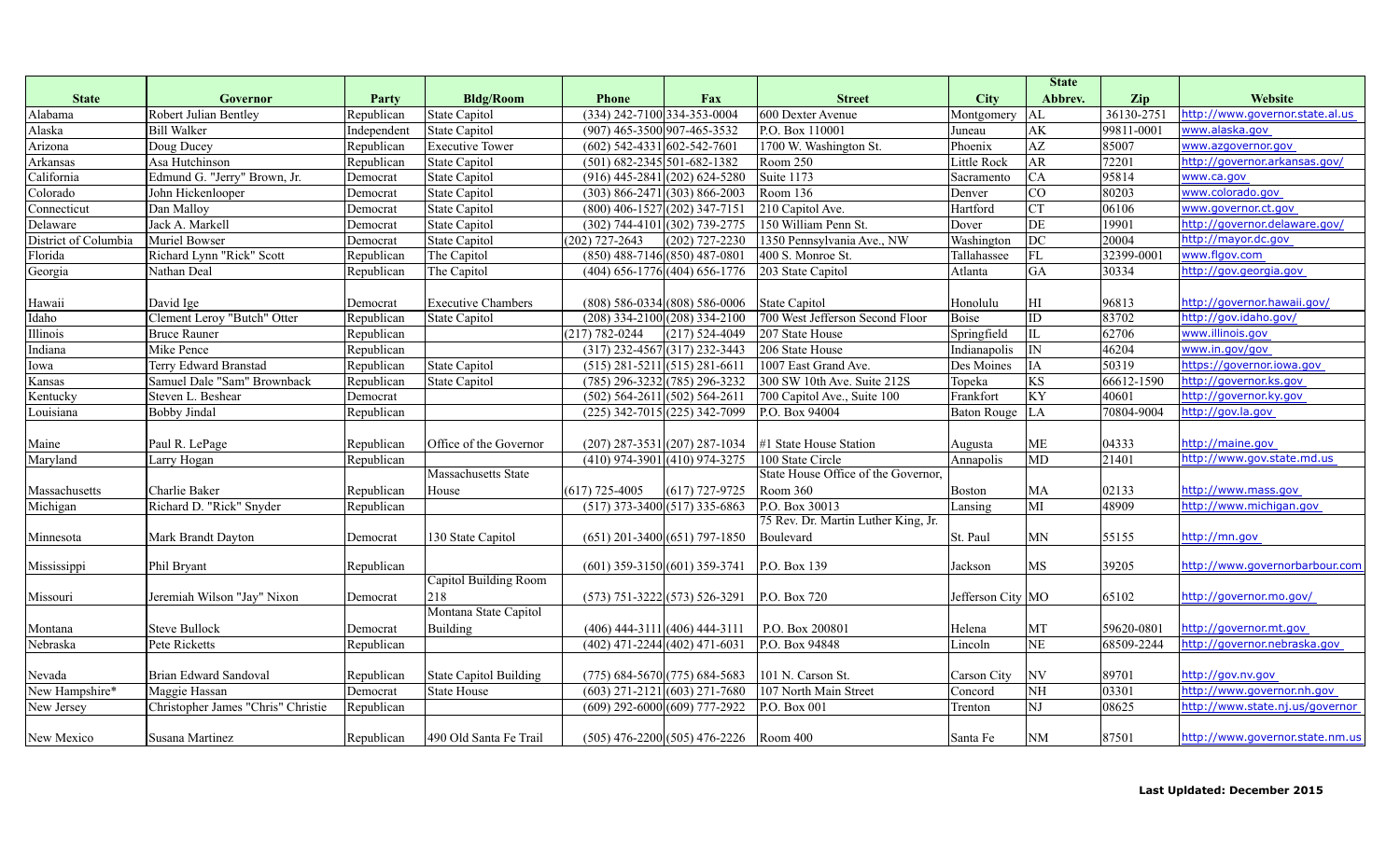| State | Governor | Party | Bldg/Room | Phone | Fax | Street | City | State Abbrev. | Zip | Website |
|---|---|---|---|---|---|---|---|---|---|---|
| Alabama | Robert Julian Bentley | Republican | State Capitol | (334) 242-7100 | 334-353-0004 | 600 Dexter Avenue | Montgomery | AL | 36130-2751 | http://www.governor.state.al.us |
| Alaska | Bill Walker | Independent | State Capitol | (907) 465-3500 | 907-465-3532 | P.O. Box 110001 | Juneau | AK | 99811-0001 | www.alaska.gov |
| Arizona | Doug Ducey | Republican | Executive Tower | (602) 542-4331 | 602-542-7601 | 1700 W. Washington St. | Phoenix | AZ | 85007 | www.azgovernor.gov |
| Arkansas | Asa Hutchinson | Republican | State Capitol | (501) 682-2345 | 501-682-1382 | Room 250 | Little Rock | AR | 72201 | http://governor.arkansas.gov/ |
| California | Edmund G. "Jerry" Brown, Jr. | Democrat | State Capitol | (916) 445-2841 | (202) 624-5280 | Suite 1173 | Sacramento | CA | 95814 | www.ca.gov |
| Colorado | John Hickenlooper | Democrat | State Capitol | (303) 866-2471 | (303) 866-2003 | Room 136 | Denver | CO | 80203 | www.colorado.gov |
| Connecticut | Dan Malloy | Democrat | State Capitol | (800) 406-1527 | (202) 347-7151 | 210 Capitol Ave. | Hartford | CT | 06106 | www.governor.ct.gov |
| Delaware | Jack A. Markell | Democrat | State Capitol | (302) 744-4101 | (302) 739-2775 | 150 William Penn St. | Dover | DE | 19901 | http://governor.delaware.gov/ |
| District of Columbia | Muriel Bowser | Democrat | State Capitol | (202) 727-2643 | (202) 727-2230 | 1350 Pennsylvania Ave., NW | Washington | DC | 20004 | http://mayor.dc.gov |
| Florida | Richard Lynn "Rick" Scott | Republican | The Capitol | (850) 488-7146 | (850) 487-0801 | 400 S. Monroe St. | Tallahassee | FL | 32399-0001 | www.flgov.com |
| Georgia | Nathan Deal | Republican | The Capitol | (404) 656-1776 | (404) 656-1776 | 203 State Capitol | Atlanta | GA | 30334 | http://gov.georgia.gov |
| Hawaii | David Ige | Democrat | Executive Chambers | (808) 586-0334 | (808) 586-0006 | State Capitol | Honolulu | HI | 96813 | http://governor.hawaii.gov/ |
| Idaho | Clement Leroy "Butch" Otter | Republican | State Capitol | (208) 334-2100 | (208) 334-2100 | 700 West Jefferson Second Floor | Boise | ID | 83702 | http://gov.idaho.gov/ |
| Illinois | Bruce Rauner | Republican | | (217) 782-0244 | (217) 524-4049 | 207 State House | Springfield | IL | 62706 | www.illinois.gov |
| Indiana | Mike Pence | Republican | | (317) 232-4567 | (317) 232-3443 | 206 State House | Indianapolis | IN | 46204 | www.in.gov/gov |
| Iowa | Terry Edward Branstad | Republican | State Capitol | (515) 281-5211 | (515) 281-6611 | 1007 East Grand Ave. | Des Moines | IA | 50319 | https://governor.iowa.gov |
| Kansas | Samuel Dale "Sam" Brownback | Republican | State Capitol | (785) 296-3232 | (785) 296-3232 | 300 SW 10th Ave. Suite 212S | Topeka | KS | 66612-1590 | http://governor.ks.gov |
| Kentucky | Steven L. Beshear | Democrat | | (502) 564-2611 | (502) 564-2611 | 700 Capitol Ave., Suite 100 | Frankfort | KY | 40601 | http://governor.ky.gov |
| Louisiana | Bobby Jindal | Republican | | (225) 342-7015 | (225) 342-7099 | P.O. Box 94004 | Baton Rouge | LA | 70804-9004 | http://gov.la.gov |
| Maine | Paul R. LePage | Republican | Office of the Governor | (207) 287-3531 | (207) 287-1034 | #1 State House Station | Augusta | ME | 04333 | http://maine.gov |
| Maryland | Larry Hogan | Republican | | (410) 974-3901 | (410) 974-3275 | 100 State Circle | Annapolis | MD | 21401 | http://www.gov.state.md.us |
| Massachusetts | Charlie Baker | Republican | Massachusetts State House | (617) 725-4005 | (617) 727-9725 | State House Office of the Governor, Room 360 | Boston | MA | 02133 | http://www.mass.gov |
| Michigan | Richard D. "Rick" Snyder | Republican | | (517) 373-3400 | (517) 335-6863 | P.O. Box 30013 | Lansing | MI | 48909 | http://www.michigan.gov |
| Minnesota | Mark Brandt Dayton | Democrat | 130 State Capitol | (651) 201-3400 | (651) 797-1850 | 75 Rev. Dr. Martin Luther King, Jr. Boulevard | St. Paul | MN | 55155 | http://mn.gov |
| Mississippi | Phil Bryant | Republican | | (601) 359-3150 | (601) 359-3741 | P.O. Box 139 | Jackson | MS | 39205 | http://www.governorbarbour.com |
| Missouri | Jeremiah Wilson "Jay" Nixon | Democrat | Capitol Building Room 218 | (573) 751-3222 | (573) 526-3291 | P.O. Box 720 | Jefferson City | MO | 65102 | http://governor.mo.gov/ |
| Montana | Steve Bullock | Democrat | Montana State Capitol Building | (406) 444-3111 | (406) 444-3111 | P.O. Box 200801 | Helena | MT | 59620-0801 | http://governor.mt.gov |
| Nebraska | Pete Ricketts | Republican | | (402) 471-2244 | (402) 471-6031 | P.O. Box 94848 | Lincoln | NE | 68509-2244 | http://governor.nebraska.gov |
| Nevada | Brian Edward Sandoval | Republican | State Capitol Building | (775) 684-5670 | (775) 684-5683 | 101 N. Carson St. | Carson City | NV | 89701 | http://gov.nv.gov |
| New Hampshire* | Maggie Hassan | Democrat | State House | (603) 271-2121 | (603) 271-7680 | 107 North Main Street | Concord | NH | 03301 | http://www.governor.nh.gov |
| New Jersey | Christopher James "Chris" Christie | Republican | | (609) 292-6000 | (609) 777-2922 | P.O. Box 001 | Trenton | NJ | 08625 | http://www.state.nj.us/governor |
| New Mexico | Susana Martinez | Republican | 490 Old Santa Fe Trail | (505) 476-2200 | (505) 476-2226 | Room 400 | Santa Fe | NM | 87501 | http://www.governor.state.nm.us |

**Last Upldated: December 2015**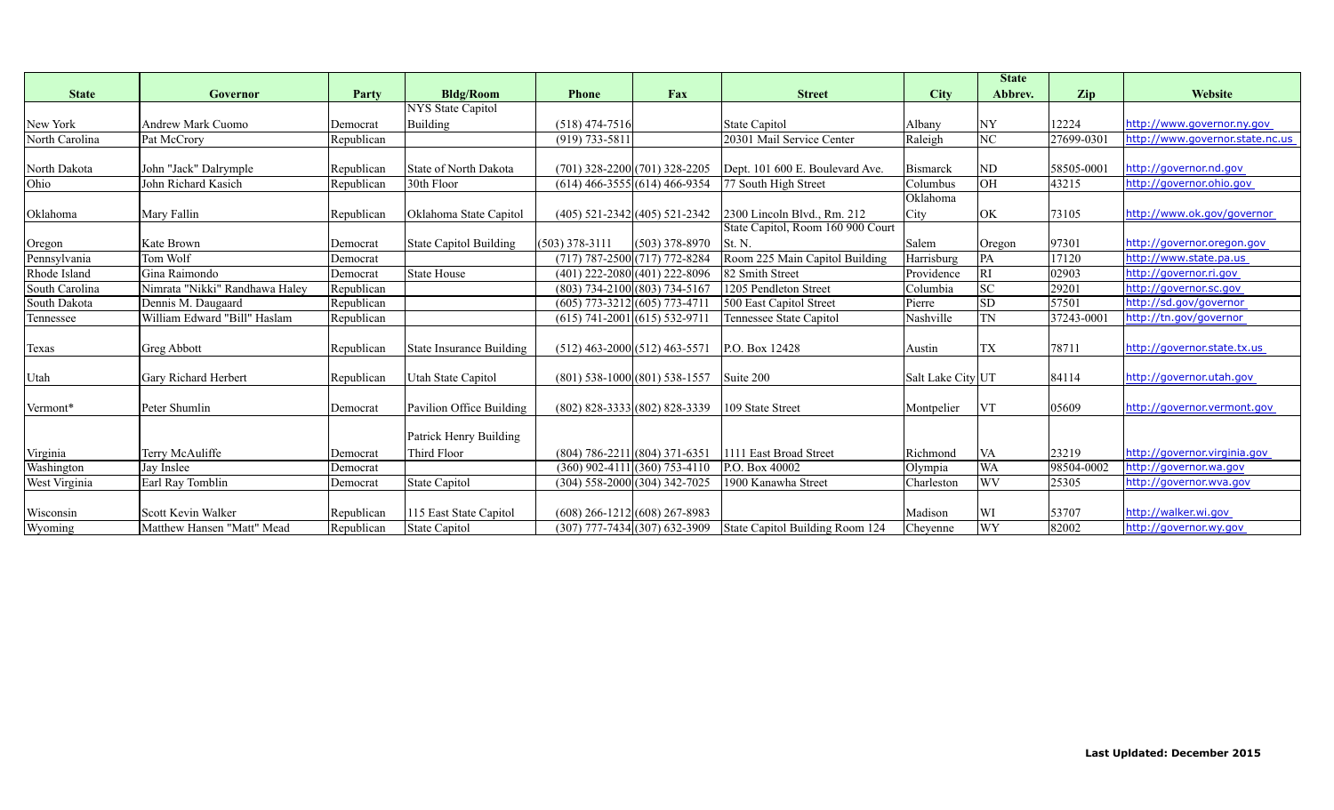| State | Governor | Party | Bldg/Room | Phone | Fax | Street | City | State Abbrev. | Zip | Website |
|---|---|---|---|---|---|---|---|---|---|---|
| New York | Andrew Mark Cuomo | Democrat | NYS State Capitol Building | (518) 474-7516 | | State Capitol | Albany | NY | 12224 | http://www.governor.ny.gov |
| North Carolina | Pat McCrory | Republican | | (919) 733-5811 | | 20301 Mail Service Center | Raleigh | NC | 27699-0301 | http://www.governor.state.nc.us |
| North Dakota | John "Jack" Dalrymple | Republican | State of North Dakota | (701) 328-2200 | (701) 328-2205 | Dept. 101 600 E. Boulevard Ave. | Bismarck | ND | 58505-0001 | http://governor.nd.gov |
| Ohio | John Richard Kasich | Republican | 30th Floor | (614) 466-3555 | (614) 466-9354 | 77 South High Street | Columbus | OH | 43215 | http://governor.ohio.gov |
| Oklahoma | Mary Fallin | Republican | Oklahoma State Capitol | (405) 521-2342 | (405) 521-2342 | 2300 Lincoln Blvd., Rm. 212 | Oklahoma City | OK | 73105 | http://www.ok.gov/governor |
| Oregon | Kate Brown | Democrat | State Capitol Building | (503) 378-3111 | (503) 378-8970 | State Capitol, Room 160 900 Court St. N. | Salem | Oregon | 97301 | http://governor.oregon.gov |
| Pennsylvania | Tom Wolf | Democrat | | (717) 787-2500 | (717) 772-8284 | Room 225 Main Capitol Building | Harrisburg | PA | 17120 | http://www.state.pa.us |
| Rhode Island | Gina Raimondo | Democrat | State House | (401) 222-2080 | (401) 222-8096 | 82 Smith Street | Providence | RI | 02903 | http://governor.ri.gov |
| South Carolina | Nimrata "Nikki" Randhawa Haley | Republican | | (803) 734-2100 | (803) 734-5167 | 1205 Pendleton Street | Columbia | SC | 29201 | http://governor.sc.gov |
| South Dakota | Dennis M. Daugaard | Republican | | (605) 773-3212 | (605) 773-4711 | 500 East Capitol Street | Pierre | SD | 57501 | http://sd.gov/governor |
| Tennessee | William Edward "Bill" Haslam | Republican | | (615) 741-2001 | (615) 532-9711 | Tennessee State Capitol | Nashville | TN | 37243-0001 | http://tn.gov/governor |
| Texas | Greg Abbott | Republican | State Insurance Building | (512) 463-2000 | (512) 463-5571 | P.O. Box 12428 | Austin | TX | 78711 | http://governor.state.tx.us |
| Utah | Gary Richard Herbert | Republican | Utah State Capitol | (801) 538-1000 | (801) 538-1557 | Suite 200 | Salt Lake City | UT | 84114 | http://governor.utah.gov |
| Vermont* | Peter Shumlin | Democrat | Pavilion Office Building | (802) 828-3333 | (802) 828-3339 | 109 State Street | Montpelier | VT | 05609 | http://governor.vermont.gov |
| Virginia | Terry McAuliffe | Democrat | Patrick Henry Building Third Floor | (804) 786-2211 | (804) 371-6351 | 1111 East Broad Street | Richmond | VA | 23219 | http://governor.virginia.gov |
| Washington | Jay Inslee | Democrat | | (360) 902-4111 | (360) 753-4110 | P.O. Box 40002 | Olympia | WA | 98504-0002 | http://governor.wa.gov |
| West Virginia | Earl Ray Tomblin | Democrat | State Capitol | (304) 558-2000 | (304) 342-7025 | 1900 Kanawha Street | Charleston | WV | 25305 | http://governor.wva.gov |
| Wisconsin | Scott Kevin Walker | Republican | 115 East State Capitol | (608) 266-1212 | (608) 267-8983 | | Madison | WI | 53707 | http://walker.wi.gov |
| Wyoming | Matthew Hansen "Matt" Mead | Republican | State Capitol | (307) 777-7434 | (307) 632-3909 | State Capitol Building Room 124 | Cheyenne | WY | 82002 | http://governor.wy.gov |

**Last Upldated: December 2015**